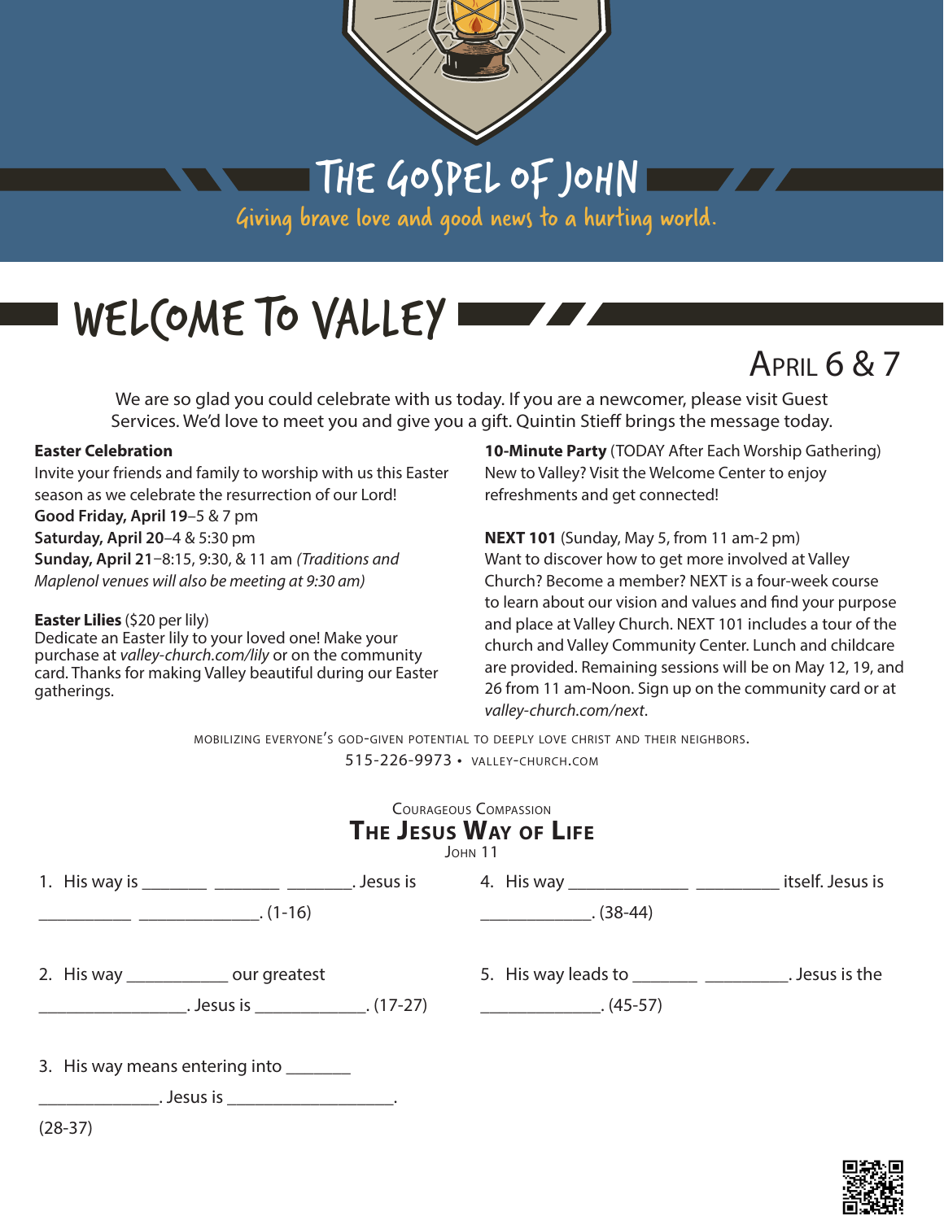# THE GOSPEL OF JOHN

Giving brave love and good news to a hurting world.

# WELCOME TO VALLEY

APRIL 6 & 7

We are so glad you could celebrate with us today. If you are a newcomer, please visit Guest Services. We'd love to meet you and give you a gift. Quintin Stieff brings the message today.

**Easter Celebration**
Invite your friends and family to worship with us this Easter season as we celebrate the resurrection of our Lord!
**Good Friday, April 19**–5 & 7 pm
**Saturday, April 20**–4 & 5:30 pm
**Sunday, April 21**–8:15, 9:30, & 11 am *(Traditions and Maplenol venues will also be meeting at 9:30 am)*

**Easter Lilies** ($20 per lily)
Dedicate an Easter lily to your loved one! Make your purchase at *valley-church.com/lily* or on the community card. Thanks for making Valley beautiful during our Easter gatherings.

**10-Minute Party** (TODAY After Each Worship Gathering)
New to Valley? Visit the Welcome Center to enjoy refreshments and get connected!

**NEXT 101** (Sunday, May 5, from 11 am-2 pm)
Want to discover how to get more involved at Valley Church? Become a member? NEXT is a four-week course to learn about our vision and values and find your purpose and place at Valley Church. NEXT 101 includes a tour of the church and Valley Community Center. Lunch and childcare are provided. Remaining sessions will be on May 12, 19, and 26 from 11 am-Noon. Sign up on the community card or at *valley-church.com/next*.

MOBILIZING EVERYONE'S GOD-GIVEN POTENTIAL TO DEEPLY LOVE CHRIST AND THEIR NEIGHBORS.
515-226-9973 • VALLEY-CHURCH.COM

COURAGEOUS COMPASSION
## THE JESUS WAY OF LIFE
JOHN 11

1. His way is _______ _______ _______. Jesus is __________ _____________. (1-16)

2. His way ___________ our greatest ________________. Jesus is ____________. (17-27)

3. His way means entering into _______ _____________. Jesus is __________________. (28-37)

4. His way _____________ _________ itself. Jesus is ____________. (38-44)

5. His way leads to _______ _________. Jesus is the _____________. (45-57)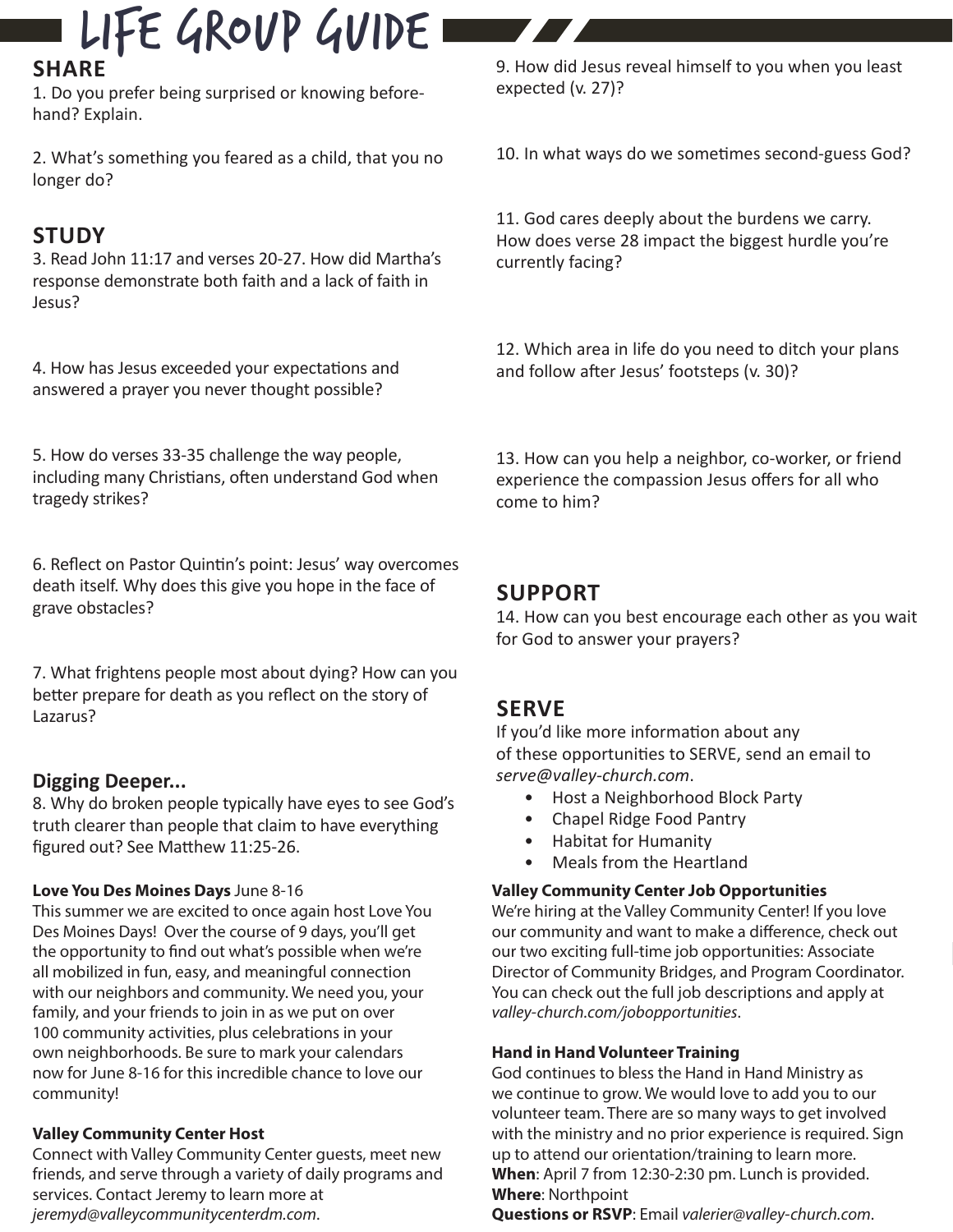# LIFE GROUP GUIDE

## SHARE

1. Do you prefer being surprised or knowing beforehand? Explain.

2. What's something you feared as a child, that you no longer do?

## STUDY

3. Read John 11:17 and verses 20-27. How did Martha's response demonstrate both faith and a lack of faith in Jesus?

4. How has Jesus exceeded your expectations and answered a prayer you never thought possible?

5. How do verses 33-35 challenge the way people, including many Christians, often understand God when tragedy strikes?

6. Reflect on Pastor Quintin's point: Jesus' way overcomes death itself. Why does this give you hope in the face of grave obstacles?

7. What frightens people most about dying? How can you better prepare for death as you reflect on the story of Lazarus?

### Digging Deeper...

8. Why do broken people typically have eyes to see God's truth clearer than people that claim to have everything figured out? See Matthew 11:25-26.

9. How did Jesus reveal himself to you when you least expected (v. 27)?

10. In what ways do we sometimes second-guess God?

11. God cares deeply about the burdens we carry. How does verse 28 impact the biggest hurdle you're currently facing?

12. Which area in life do you need to ditch your plans and follow after Jesus' footsteps (v. 30)?

13. How can you help a neighbor, co-worker, or friend experience the compassion Jesus offers for all who come to him?

## SUPPORT

14. How can you best encourage each other as you wait for God to answer your prayers?

## SERVE

If you'd like more information about any of these opportunities to SERVE, send an email to *serve@valley-church.com*.

- Host a Neighborhood Block Party
- Chapel Ridge Food Pantry
- Habitat for Humanity
- Meals from the Heartland

**Love You Des Moines Days** June 8-16
This summer we are excited to once again host Love You Des Moines Days! Over the course of 9 days, you'll get the opportunity to find out what's possible when we're all mobilized in fun, easy, and meaningful connection with our neighbors and community. We need you, your family, and your friends to join in as we put on over 100 community activities, plus celebrations in your own neighborhoods. Be sure to mark your calendars now for June 8-16 for this incredible chance to love our community!

**Valley Community Center Host**
Connect with Valley Community Center guests, meet new friends, and serve through a variety of daily programs and services. Contact Jeremy to learn more at *jeremyd@valleycommunitycenterdm.com*.

**Valley Community Center Job Opportunities**
We're hiring at the Valley Community Center! If you love our community and want to make a difference, check out our two exciting full-time job opportunities: Associate Director of Community Bridges, and Program Coordinator. You can check out the full job descriptions and apply at *valley-church.com/jobopportunities*.

**Hand in Hand Volunteer Training**
God continues to bless the Hand in Hand Ministry as we continue to grow. We would love to add you to our volunteer team. There are so many ways to get involved with the ministry and no prior experience is required. Sign up to attend our orientation/training to learn more.
**When**: April 7 from 12:30-2:30 pm. Lunch is provided.
**Where**: Northpoint
**Questions or RSVP**: Email *valerier@valley-church.com*.